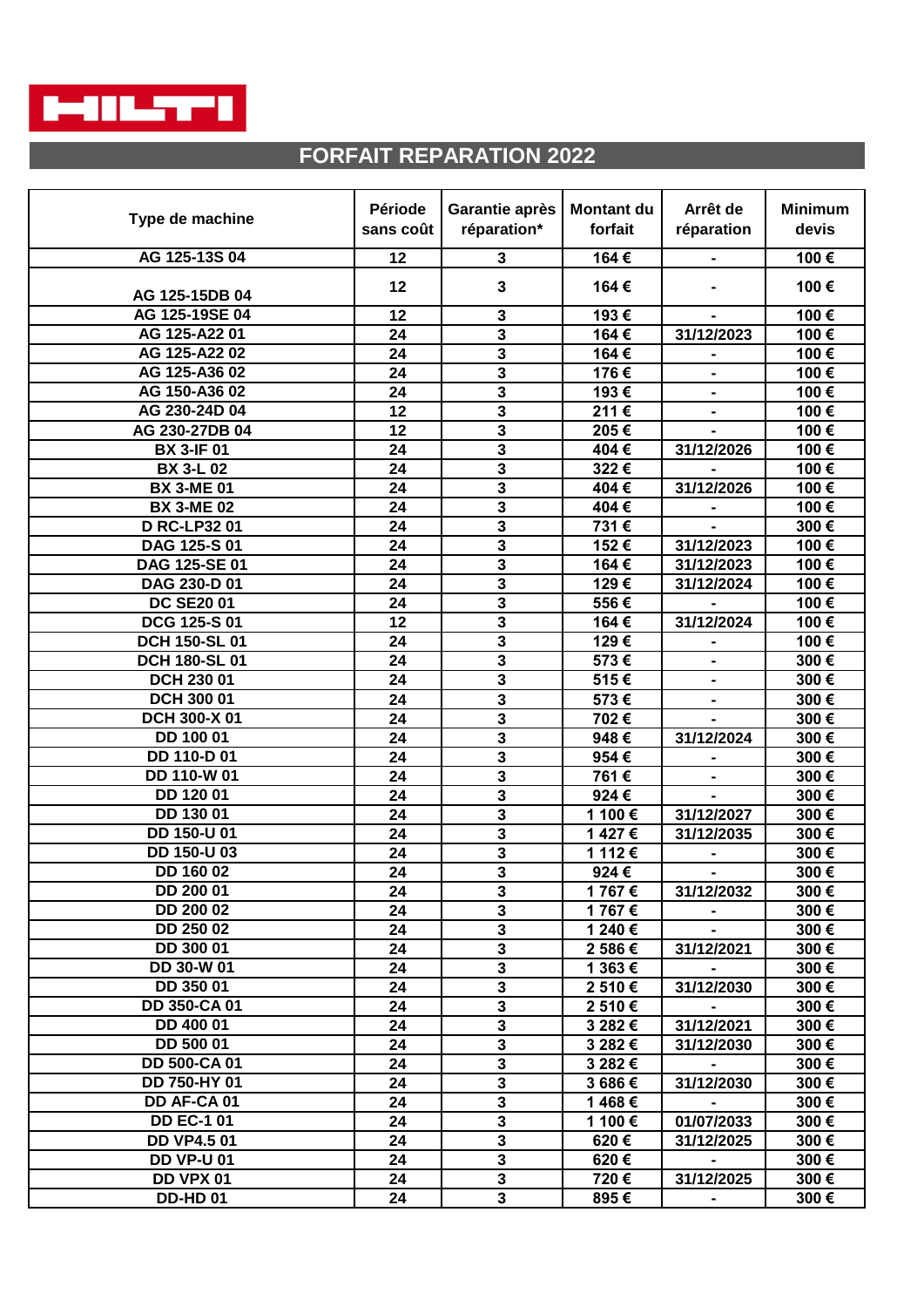# FORFAIT REPARATION 2022

| Type de machine | Période sans coût | Garantie après réparation* | Montant du forfait | Arrêt de réparation | Minimum devis |
|---|---|---|---|---|---|
| AG 125-13S 04 | 12 | 3 | 164 € | - | 100 € |
| AG 125-15DB 04 | 12 | 3 | 164 € | - | 100 € |
| AG 125-19SE 04 | 12 | 3 | 193 € | - | 100 € |
| AG 125-A22 01 | 24 | 3 | 164 € | 31/12/2023 | 100 € |
| AG 125-A22 02 | 24 | 3 | 164 € | - | 100 € |
| AG 125-A36 02 | 24 | 3 | 176 € | - | 100 € |
| AG 150-A36 02 | 24 | 3 | 193 € | - | 100 € |
| AG 230-24D 04 | 12 | 3 | 211 € | - | 100 € |
| AG 230-27DB 04 | 12 | 3 | 205 € | - | 100 € |
| BX 3-IF 01 | 24 | 3 | 404 € | 31/12/2026 | 100 € |
| BX 3-L 02 | 24 | 3 | 322 € | - | 100 € |
| BX 3-ME 01 | 24 | 3 | 404 € | 31/12/2026 | 100 € |
| BX 3-ME 02 | 24 | 3 | 404 € | - | 100 € |
| D RC-LP32 01 | 24 | 3 | 731 € | - | 300 € |
| DAG 125-S 01 | 24 | 3 | 152 € | 31/12/2023 | 100 € |
| DAG 125-SE 01 | 24 | 3 | 164 € | 31/12/2023 | 100 € |
| DAG 230-D 01 | 24 | 3 | 129 € | 31/12/2024 | 100 € |
| DC SE20 01 | 24 | 3 | 556 € | - | 100 € |
| DCG 125-S 01 | 12 | 3 | 164 € | 31/12/2024 | 100 € |
| DCH 150-SL 01 | 24 | 3 | 129 € | - | 100 € |
| DCH 180-SL 01 | 24 | 3 | 573 € | - | 300 € |
| DCH 230 01 | 24 | 3 | 515 € | - | 300 € |
| DCH 300 01 | 24 | 3 | 573 € | - | 300 € |
| DCH 300-X 01 | 24 | 3 | 702 € | - | 300 € |
| DD 100 01 | 24 | 3 | 948 € | 31/12/2024 | 300 € |
| DD 110-D 01 | 24 | 3 | 954 € | - | 300 € |
| DD 110-W 01 | 24 | 3 | 761 € | - | 300 € |
| DD 120 01 | 24 | 3 | 924 € | - | 300 € |
| DD 130 01 | 24 | 3 | 1 100 € | 31/12/2027 | 300 € |
| DD 150-U 01 | 24 | 3 | 1 427 € | 31/12/2035 | 300 € |
| DD 150-U 03 | 24 | 3 | 1 112 € | - | 300 € |
| DD 160 02 | 24 | 3 | 924 € | - | 300 € |
| DD 200 01 | 24 | 3 | 1 767 € | 31/12/2032 | 300 € |
| DD 200 02 | 24 | 3 | 1 767 € | - | 300 € |
| DD 250 02 | 24 | 3 | 1 240 € | - | 300 € |
| DD 300 01 | 24 | 3 | 2 586 € | 31/12/2021 | 300 € |
| DD 30-W 01 | 24 | 3 | 1 363 € | - | 300 € |
| DD 350 01 | 24 | 3 | 2 510 € | 31/12/2030 | 300 € |
| DD 350-CA 01 | 24 | 3 | 2 510 € | - | 300 € |
| DD 400 01 | 24 | 3 | 3 282 € | 31/12/2021 | 300 € |
| DD 500 01 | 24 | 3 | 3 282 € | 31/12/2030 | 300 € |
| DD 500-CA 01 | 24 | 3 | 3 282 € | - | 300 € |
| DD 750-HY 01 | 24 | 3 | 3 686 € | 31/12/2030 | 300 € |
| DD AF-CA 01 | 24 | 3 | 1 468 € | - | 300 € |
| DD EC-1 01 | 24 | 3 | 1 100 € | 01/07/2033 | 300 € |
| DD VP4.5 01 | 24 | 3 | 620 € | 31/12/2025 | 300 € |
| DD VP-U 01 | 24 | 3 | 620 € | - | 300 € |
| DD VPX 01 | 24 | 3 | 720 € | 31/12/2025 | 300 € |
| DD-HD 01 | 24 | 3 | 895 € | - | 300 € |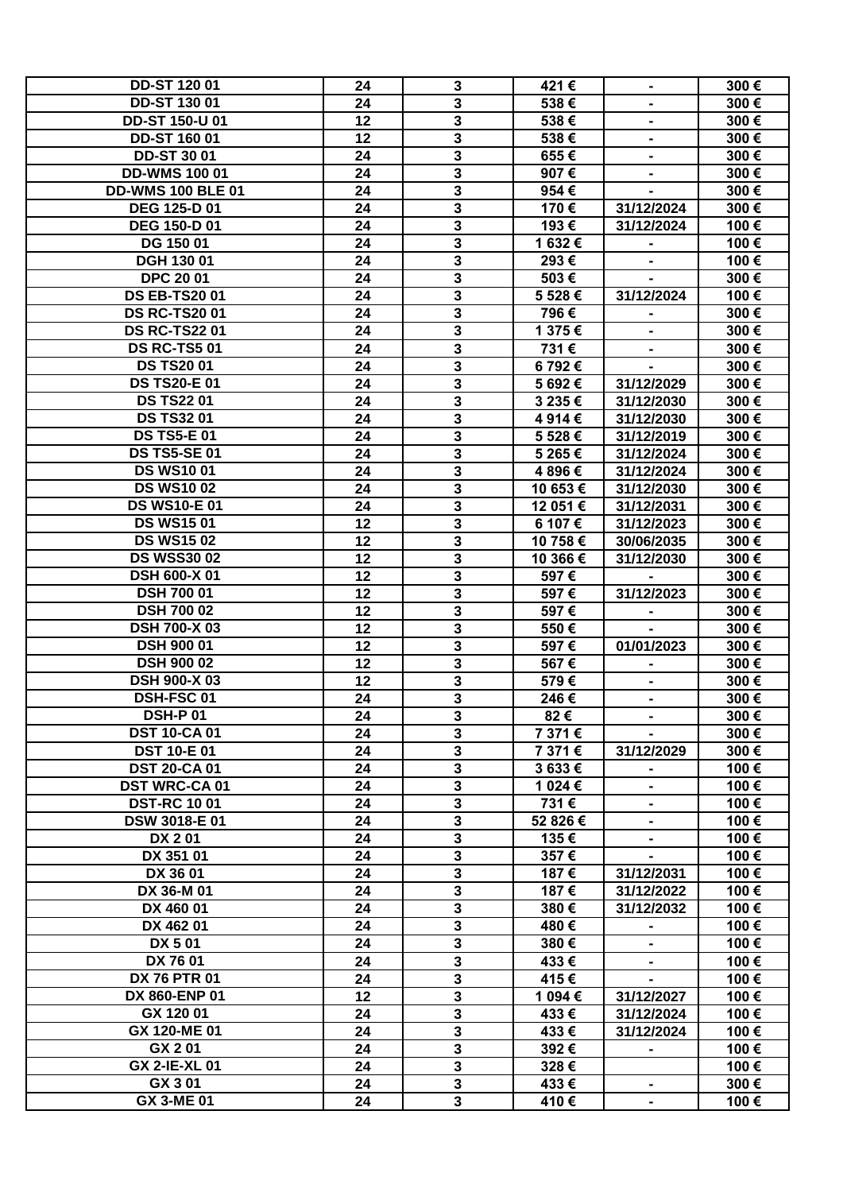| DD-ST 120 01 | 24 | 3 | 421 € | - | 300 € |
|---|---|---|---|---|---|
| DD-ST 130 01 | 24 | 3 | 538 € | - | 300 € |
| DD-ST 150-U 01 | 12 | 3 | 538 € | - | 300 € |
| DD-ST 160 01 | 12 | 3 | 538 € | - | 300 € |
| DD-ST 30 01 | 24 | 3 | 655 € | - | 300 € |
| DD-WMS 100 01 | 24 | 3 | 907 € | - | 300 € |
| DD-WMS 100 BLE 01 | 24 | 3 | 954 € | - | 300 € |
| DEG 125-D 01 | 24 | 3 | 170 € | 31/12/2024 | 300 € |
| DEG 150-D 01 | 24 | 3 | 193 € | 31/12/2024 | 100 € |
| DG 150 01 | 24 | 3 | 1 632 € | - | 100 € |
| DGH 130 01 | 24 | 3 | 293 € | - | 100 € |
| DPC 20 01 | 24 | 3 | 503 € | - | 300 € |
| DS EB-TS20 01 | 24 | 3 | 5 528 € | 31/12/2024 | 100 € |
| DS RC-TS20 01 | 24 | 3 | 796 € | - | 300 € |
| DS RC-TS22 01 | 24 | 3 | 1 375 € | - | 300 € |
| DS RC-TS5 01 | 24 | 3 | 731 € | - | 300 € |
| DS TS20 01 | 24 | 3 | 6 792 € | - | 300 € |
| DS TS20-E 01 | 24 | 3 | 5 692 € | 31/12/2029 | 300 € |
| DS TS22 01 | 24 | 3 | 3 235 € | 31/12/2030 | 300 € |
| DS TS32 01 | 24 | 3 | 4 914 € | 31/12/2030 | 300 € |
| DS TS5-E 01 | 24 | 3 | 5 528 € | 31/12/2019 | 300 € |
| DS TS5-SE 01 | 24 | 3 | 5 265 € | 31/12/2024 | 300 € |
| DS WS10 01 | 24 | 3 | 4 896 € | 31/12/2024 | 300 € |
| DS WS10 02 | 24 | 3 | 10 653 € | 31/12/2030 | 300 € |
| DS WS10-E 01 | 24 | 3 | 12 051 € | 31/12/2031 | 300 € |
| DS WS15 01 | 12 | 3 | 6 107 € | 31/12/2023 | 300 € |
| DS WS15 02 | 12 | 3 | 10 758 € | 30/06/2035 | 300 € |
| DS WSS30 02 | 12 | 3 | 10 366 € | 31/12/2030 | 300 € |
| DSH 600-X 01 | 12 | 3 | 597 € | - | 300 € |
| DSH 700 01 | 12 | 3 | 597 € | 31/12/2023 | 300 € |
| DSH 700 02 | 12 | 3 | 597 € | - | 300 € |
| DSH 700-X 03 | 12 | 3 | 550 € | - | 300 € |
| DSH 900 01 | 12 | 3 | 597 € | 01/01/2023 | 300 € |
| DSH 900 02 | 12 | 3 | 567 € | - | 300 € |
| DSH 900-X 03 | 12 | 3 | 579 € | - | 300 € |
| DSH-FSC 01 | 24 | 3 | 246 € | - | 300 € |
| DSH-P 01 | 24 | 3 | 82 € | - | 300 € |
| DST 10-CA 01 | 24 | 3 | 7 371 € | - | 300 € |
| DST 10-E 01 | 24 | 3 | 7 371 € | 31/12/2029 | 300 € |
| DST 20-CA 01 | 24 | 3 | 3 633 € | - | 100 € |
| DST WRC-CA 01 | 24 | 3 | 1 024 € | - | 100 € |
| DST-RC 10 01 | 24 | 3 | 731 € | - | 100 € |
| DSW 3018-E 01 | 24 | 3 | 52 826 € | - | 100 € |
| DX 2 01 | 24 | 3 | 135 € | - | 100 € |
| DX 351 01 | 24 | 3 | 357 € | - | 100 € |
| DX 36 01 | 24 | 3 | 187 € | 31/12/2031 | 100 € |
| DX 36-M 01 | 24 | 3 | 187 € | 31/12/2022 | 100 € |
| DX 460 01 | 24 | 3 | 380 € | 31/12/2032 | 100 € |
| DX 462 01 | 24 | 3 | 480 € | - | 100 € |
| DX 5 01 | 24 | 3 | 380 € | - | 100 € |
| DX 76 01 | 24 | 3 | 433 € | - | 100 € |
| DX 76 PTR 01 | 24 | 3 | 415 € | - | 100 € |
| DX 860-ENP 01 | 12 | 3 | 1 094 € | 31/12/2027 | 100 € |
| GX 120 01 | 24 | 3 | 433 € | 31/12/2024 | 100 € |
| GX 120-ME 01 | 24 | 3 | 433 € | 31/12/2024 | 100 € |
| GX 2 01 | 24 | 3 | 392 € | - | 100 € |
| GX 2-IE-XL 01 | 24 | 3 | 328 € | | 100 € |
| GX 3 01 | 24 | 3 | 433 € | - | 300 € |
| GX 3-ME 01 | 24 | 3 | 410 € | - | 100 € |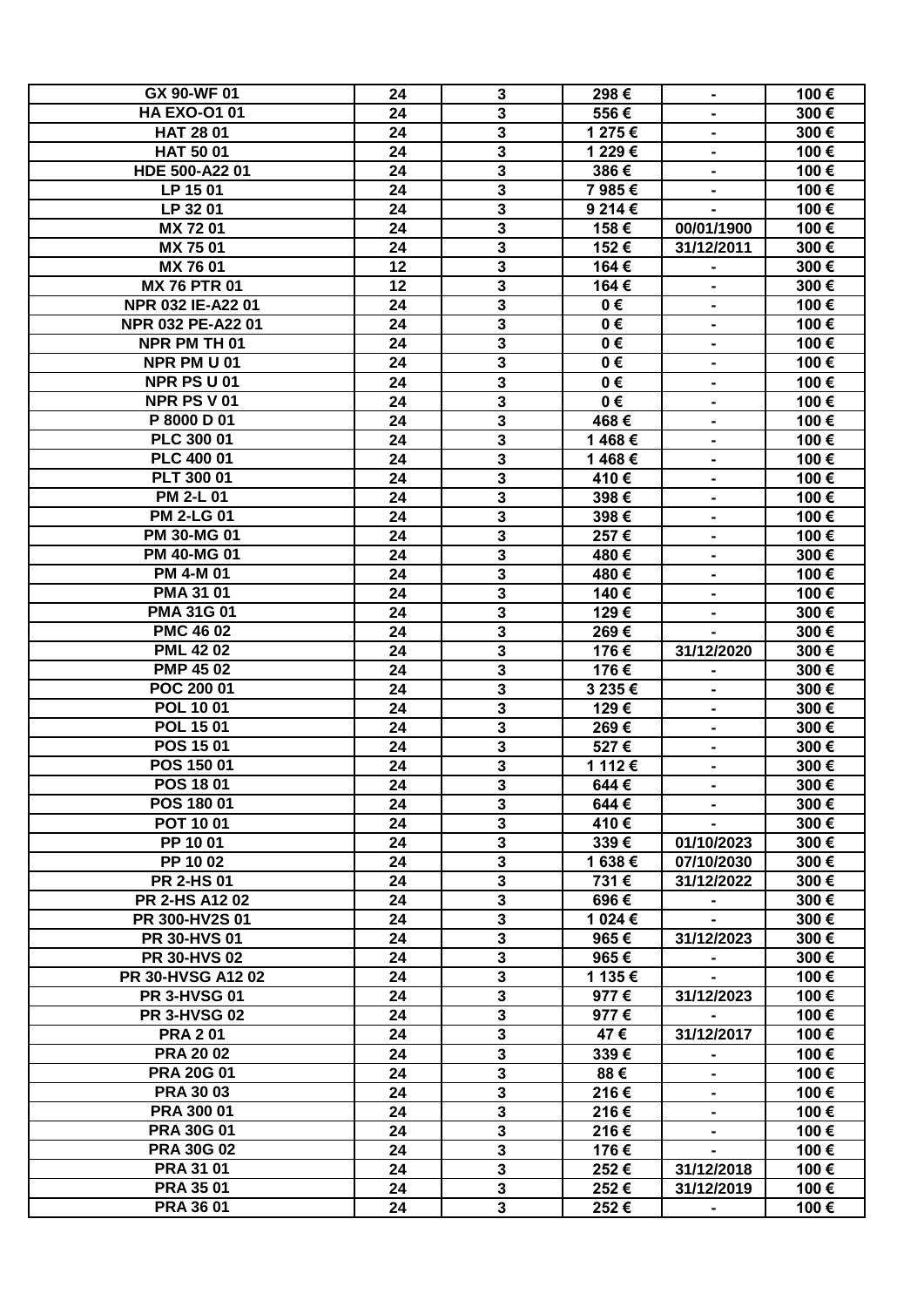| | | | | | |
|---|---|---|---|---|---|
| **GX 90-WF 01** | **24** | **3** | **298 €** | **-** | **100 €** |
| **HA EXO-O1 01** | **24** | **3** | **556 €** | **-** | **300 €** |
| **HAT 28 01** | **24** | **3** | **1 275 €** | **-** | **300 €** |
| **HAT 50 01** | **24** | **3** | **1 229 €** | **-** | **100 €** |
| **HDE 500-A22 01** | **24** | **3** | **386 €** | **-** | **100 €** |
| **LP 15 01** | **24** | **3** | **7 985 €** | **-** | **100 €** |
| **LP 32 01** | **24** | **3** | **9 214 €** | **-** | **100 €** |
| **MX 72 01** | **24** | **3** | **158 €** | **00/01/1900** | **100 €** |
| **MX 75 01** | **24** | **3** | **152 €** | **31/12/2011** | **300 €** |
| **MX 76 01** | **12** | **3** | **164 €** | **-** | **300 €** |
| **MX 76 PTR 01** | **12** | **3** | **164 €** | **-** | **300 €** |
| **NPR 032 IE-A22 01** | **24** | **3** | **0 €** | **-** | **100 €** |
| **NPR 032 PE-A22 01** | **24** | **3** | **0 €** | **-** | **100 €** |
| **NPR PM TH 01** | **24** | **3** | **0 €** | **-** | **100 €** |
| **NPR PM U 01** | **24** | **3** | **0 €** | **-** | **100 €** |
| **NPR PS U 01** | **24** | **3** | **0 €** | **-** | **100 €** |
| **NPR PS V 01** | **24** | **3** | **0 €** | **-** | **100 €** |
| **P 8000 D 01** | **24** | **3** | **468 €** | **-** | **100 €** |
| **PLC 300 01** | **24** | **3** | **1 468 €** | **-** | **100 €** |
| **PLC 400 01** | **24** | **3** | **1 468 €** | **-** | **100 €** |
| **PLT 300 01** | **24** | **3** | **410 €** | **-** | **100 €** |
| **PM 2-L 01** | **24** | **3** | **398 €** | **-** | **100 €** |
| **PM 2-LG 01** | **24** | **3** | **398 €** | **-** | **100 €** |
| **PM 30-MG 01** | **24** | **3** | **257 €** | **-** | **100 €** |
| **PM 40-MG 01** | **24** | **3** | **480 €** | **-** | **300 €** |
| **PM 4-M 01** | **24** | **3** | **480 €** | **-** | **100 €** |
| **PMA 31 01** | **24** | **3** | **140 €** | **-** | **100 €** |
| **PMA 31G 01** | **24** | **3** | **129 €** | **-** | **300 €** |
| **PMC 46 02** | **24** | **3** | **269 €** | **-** | **300 €** |
| **PML 42 02** | **24** | **3** | **176 €** | **31/12/2020** | **300 €** |
| **PMP 45 02** | **24** | **3** | **176 €** | **-** | **300 €** |
| **POC 200 01** | **24** | **3** | **3 235 €** | **-** | **300 €** |
| **POL 10 01** | **24** | **3** | **129 €** | **-** | **300 €** |
| **POL 15 01** | **24** | **3** | **269 €** | **-** | **300 €** |
| **POS 15 01** | **24** | **3** | **527 €** | **-** | **300 €** |
| **POS 150 01** | **24** | **3** | **1 112 €** | **-** | **300 €** |
| **POS 18 01** | **24** | **3** | **644 €** | **-** | **300 €** |
| **POS 180 01** | **24** | **3** | **644 €** | **-** | **300 €** |
| **POT 10 01** | **24** | **3** | **410 €** | **-** | **300 €** |
| **PP 10 01** | **24** | **3** | **339 €** | **01/10/2023** | **300 €** |
| **PP 10 02** | **24** | **3** | **1 638 €** | **07/10/2030** | **300 €** |
| **PR 2-HS 01** | **24** | **3** | **731 €** | **31/12/2022** | **300 €** |
| **PR 2-HS A12 02** | **24** | **3** | **696 €** | **-** | **300 €** |
| **PR 300-HV2S 01** | **24** | **3** | **1 024 €** | **-** | **300 €** |
| **PR 30-HVS 01** | **24** | **3** | **965 €** | **31/12/2023** | **300 €** |
| **PR 30-HVS 02** | **24** | **3** | **965 €** | **-** | **300 €** |
| **PR 30-HVSG A12 02** | **24** | **3** | **1 135 €** | **-** | **100 €** |
| **PR 3-HVSG 01** | **24** | **3** | **977 €** | **31/12/2023** | **100 €** |
| **PR 3-HVSG 02** | **24** | **3** | **977 €** | **-** | **100 €** |
| **PRA 2 01** | **24** | **3** | **47 €** | **31/12/2017** | **100 €** |
| **PRA 20 02** | **24** | **3** | **339 €** | **-** | **100 €** |
| **PRA 20G 01** | **24** | **3** | **88 €** | **-** | **100 €** |
| **PRA 30 03** | **24** | **3** | **216 €** | **-** | **100 €** |
| **PRA 300 01** | **24** | **3** | **216 €** | **-** | **100 €** |
| **PRA 30G 01** | **24** | **3** | **216 €** | **-** | **100 €** |
| **PRA 30G 02** | **24** | **3** | **176 €** | **-** | **100 €** |
| **PRA 31 01** | **24** | **3** | **252 €** | **31/12/2018** | **100 €** |
| **PRA 35 01** | **24** | **3** | **252 €** | **31/12/2019** | **100 €** |
| **PRA 36 01** | **24** | **3** | **252 €** | **-** | **100 €** |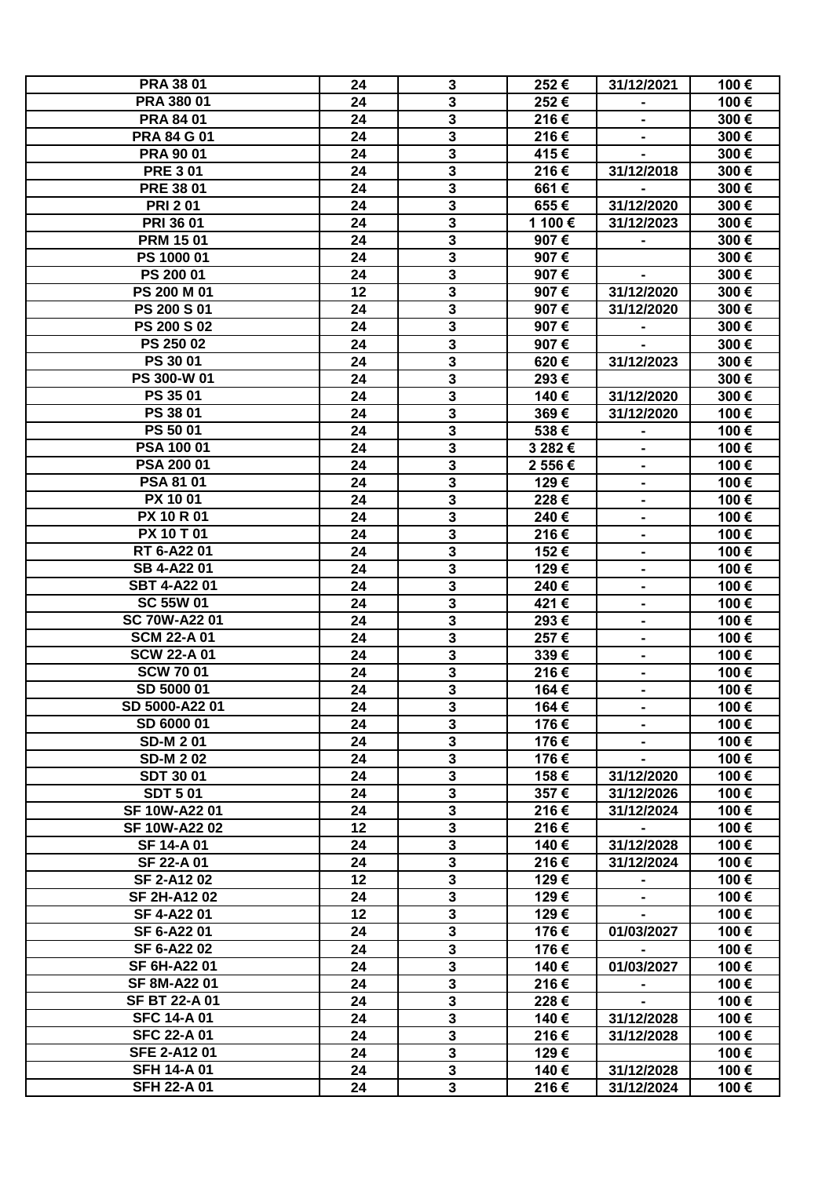| | | | | | |
|---|---|---|---|---|---|
| PRA 38 01 | 24 | 3 | 252 € | 31/12/2021 | 100 € |
| PRA 380 01 | 24 | 3 | 252 € | - | 100 € |
| PRA 84 01 | 24 | 3 | 216 € | - | 300 € |
| PRA 84 G 01 | 24 | 3 | 216 € | - | 300 € |
| PRA 90 01 | 24 | 3 | 415 € | - | 300 € |
| PRE 3 01 | 24 | 3 | 216 € | 31/12/2018 | 300 € |
| PRE 38 01 | 24 | 3 | 661 € | - | 300 € |
| PRI 2 01 | 24 | 3 | 655 € | 31/12/2020 | 300 € |
| PRI 36 01 | 24 | 3 | 1 100 € | 31/12/2023 | 300 € |
| PRM 15 01 | 24 | 3 | 907 € | - | 300 € |
| PS 1000 01 | 24 | 3 | 907 € | | 300 € |
| PS 200 01 | 24 | 3 | 907 € | - | 300 € |
| PS 200 M 01 | 12 | 3 | 907 € | 31/12/2020 | 300 € |
| PS 200 S 01 | 24 | 3 | 907 € | 31/12/2020 | 300 € |
| PS 200 S 02 | 24 | 3 | 907 € | - | 300 € |
| PS 250 02 | 24 | 3 | 907 € | - | 300 € |
| PS 30 01 | 24 | 3 | 620 € | 31/12/2023 | 300 € |
| PS 300-W 01 | 24 | 3 | 293 € | | 300 € |
| PS 35 01 | 24 | 3 | 140 € | 31/12/2020 | 300 € |
| PS 38 01 | 24 | 3 | 369 € | 31/12/2020 | 100 € |
| PS 50 01 | 24 | 3 | 538 € | - | 100 € |
| PSA 100 01 | 24 | 3 | 3 282 € | - | 100 € |
| PSA 200 01 | 24 | 3 | 2 556 € | - | 100 € |
| PSA 81 01 | 24 | 3 | 129 € | - | 100 € |
| PX 10 01 | 24 | 3 | 228 € | - | 100 € |
| PX 10 R 01 | 24 | 3 | 240 € | - | 100 € |
| PX 10 T 01 | 24 | 3 | 216 € | - | 100 € |
| RT 6-A22 01 | 24 | 3 | 152 € | - | 100 € |
| SB 4-A22 01 | 24 | 3 | 129 € | - | 100 € |
| SBT 4-A22 01 | 24 | 3 | 240 € | - | 100 € |
| SC 55W 01 | 24 | 3 | 421 € | - | 100 € |
| SC 70W-A22 01 | 24 | 3 | 293 € | - | 100 € |
| SCM 22-A 01 | 24 | 3 | 257 € | - | 100 € |
| SCW 22-A 01 | 24 | 3 | 339 € | - | 100 € |
| SCW 70 01 | 24 | 3 | 216 € | - | 100 € |
| SD 5000 01 | 24 | 3 | 164 € | - | 100 € |
| SD 5000-A22 01 | 24 | 3 | 164 € | - | 100 € |
| SD 6000 01 | 24 | 3 | 176 € | - | 100 € |
| SD-M 2 01 | 24 | 3 | 176 € | - | 100 € |
| SD-M 2 02 | 24 | 3 | 176 € | - | 100 € |
| SDT 30 01 | 24 | 3 | 158 € | 31/12/2020 | 100 € |
| SDT 5 01 | 24 | 3 | 357 € | 31/12/2026 | 100 € |
| SF 10W-A22 01 | 24 | 3 | 216 € | 31/12/2024 | 100 € |
| SF 10W-A22 02 | 12 | 3 | 216 € | - | 100 € |
| SF 14-A 01 | 24 | 3 | 140 € | 31/12/2028 | 100 € |
| SF 22-A 01 | 24 | 3 | 216 € | 31/12/2024 | 100 € |
| SF 2-A12 02 | 12 | 3 | 129 € | - | 100 € |
| SF 2H-A12 02 | 24 | 3 | 129 € | - | 100 € |
| SF 4-A22 01 | 12 | 3 | 129 € | - | 100 € |
| SF 6-A22 01 | 24 | 3 | 176 € | 01/03/2027 | 100 € |
| SF 6-A22 02 | 24 | 3 | 176 € | - | 100 € |
| SF 6H-A22 01 | 24 | 3 | 140 € | 01/03/2027 | 100 € |
| SF 8M-A22 01 | 24 | 3 | 216 € | - | 100 € |
| SF BT 22-A 01 | 24 | 3 | 228 € | - | 100 € |
| SFC 14-A 01 | 24 | 3 | 140 € | 31/12/2028 | 100 € |
| SFC 22-A 01 | 24 | 3 | 216 € | 31/12/2028 | 100 € |
| SFE 2-A12 01 | 24 | 3 | 129 € | | 100 € |
| SFH 14-A 01 | 24 | 3 | 140 € | 31/12/2028 | 100 € |
| SFH 22-A 01 | 24 | 3 | 216 € | 31/12/2024 | 100 € |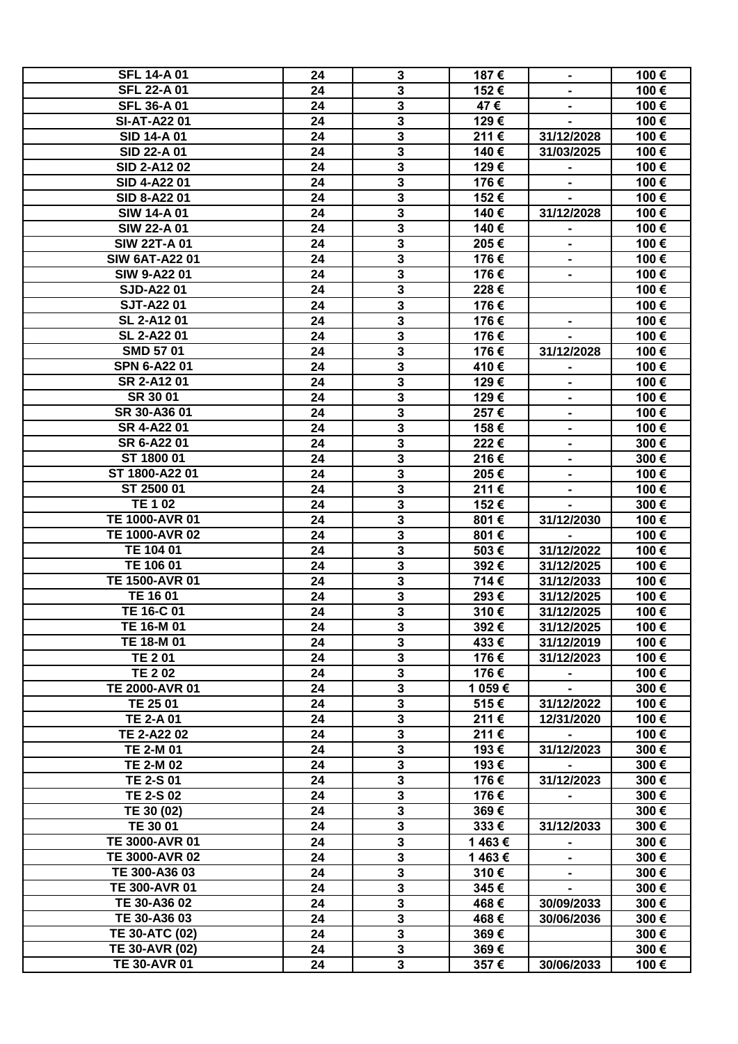| | | | | | |
|---|---|---|---|---|---|
| SFL 14-A 01 | 24 | 3 | 187 € | - | 100 € |
| SFL 22-A 01 | 24 | 3 | 152 € | - | 100 € |
| SFL 36-A 01 | 24 | 3 | 47 € | - | 100 € |
| SI-AT-A22 01 | 24 | 3 | 129 € | - | 100 € |
| SID 14-A 01 | 24 | 3 | 211 € | 31/12/2028 | 100 € |
| SID 22-A 01 | 24 | 3 | 140 € | 31/03/2025 | 100 € |
| SID 2-A12 02 | 24 | 3 | 129 € | - | 100 € |
| SID 4-A22 01 | 24 | 3 | 176 € | - | 100 € |
| SID 8-A22 01 | 24 | 3 | 152 € | - | 100 € |
| SIW 14-A 01 | 24 | 3 | 140 € | 31/12/2028 | 100 € |
| SIW 22-A 01 | 24 | 3 | 140 € | - | 100 € |
| SIW 22T-A 01 | 24 | 3 | 205 € | - | 100 € |
| SIW 6AT-A22 01 | 24 | 3 | 176 € | - | 100 € |
| SIW 9-A22 01 | 24 | 3 | 176 € | - | 100 € |
| SJD-A22 01 | 24 | 3 | 228 € | | 100 € |
| SJT-A22 01 | 24 | 3 | 176 € | | 100 € |
| SL 2-A12 01 | 24 | 3 | 176 € | - | 100 € |
| SL 2-A22 01 | 24 | 3 | 176 € | - | 100 € |
| SMD 57 01 | 24 | 3 | 176 € | 31/12/2028 | 100 € |
| SPN 6-A22 01 | 24 | 3 | 410 € | - | 100 € |
| SR 2-A12 01 | 24 | 3 | 129 € | - | 100 € |
| SR 30 01 | 24 | 3 | 129 € | - | 100 € |
| SR 30-A36 01 | 24 | 3 | 257 € | - | 100 € |
| SR 4-A22 01 | 24 | 3 | 158 € | - | 100 € |
| SR 6-A22 01 | 24 | 3 | 222 € | - | 300 € |
| ST 1800 01 | 24 | 3 | 216 € | - | 300 € |
| ST 1800-A22 01 | 24 | 3 | 205 € | - | 100 € |
| ST 2500 01 | 24 | 3 | 211 € | - | 100 € |
| TE 1 02 | 24 | 3 | 152 € | - | 300 € |
| TE 1000-AVR 01 | 24 | 3 | 801 € | 31/12/2030 | 100 € |
| TE 1000-AVR 02 | 24 | 3 | 801 € | - | 100 € |
| TE 104 01 | 24 | 3 | 503 € | 31/12/2022 | 100 € |
| TE 106 01 | 24 | 3 | 392 € | 31/12/2025 | 100 € |
| TE 1500-AVR 01 | 24 | 3 | 714 € | 31/12/2033 | 100 € |
| TE 16 01 | 24 | 3 | 293 € | 31/12/2025 | 100 € |
| TE 16-C 01 | 24 | 3 | 310 € | 31/12/2025 | 100 € |
| TE 16-M 01 | 24 | 3 | 392 € | 31/12/2025 | 100 € |
| TE 18-M 01 | 24 | 3 | 433 € | 31/12/2019 | 100 € |
| TE 2 01 | 24 | 3 | 176 € | 31/12/2023 | 100 € |
| TE 2 02 | 24 | 3 | 176 € | - | 100 € |
| TE 2000-AVR 01 | 24 | 3 | 1 059 € | - | 300 € |
| TE 25 01 | 24 | 3 | 515 € | 31/12/2022 | 100 € |
| TE 2-A 01 | 24 | 3 | 211 € | 12/31/2020 | 100 € |
| TE 2-A22 02 | 24 | 3 | 211 € | - | 100 € |
| TE 2-M 01 | 24 | 3 | 193 € | 31/12/2023 | 300 € |
| TE 2-M 02 | 24 | 3 | 193 € | - | 300 € |
| TE 2-S 01 | 24 | 3 | 176 € | 31/12/2023 | 300 € |
| TE 2-S 02 | 24 | 3 | 176 € | - | 300 € |
| TE 30 (02) | 24 | 3 | 369 € | | 300 € |
| TE 30 01 | 24 | 3 | 333 € | 31/12/2033 | 300 € |
| TE 3000-AVR 01 | 24 | 3 | 1 463 € | - | 300 € |
| TE 3000-AVR 02 | 24 | 3 | 1 463 € | - | 300 € |
| TE 300-A36 03 | 24 | 3 | 310 € | - | 300 € |
| TE 300-AVR 01 | 24 | 3 | 345 € | - | 300 € |
| TE 30-A36 02 | 24 | 3 | 468 € | 30/09/2033 | 300 € |
| TE 30-A36 03 | 24 | 3 | 468 € | 30/06/2036 | 300 € |
| TE 30-ATC (02) | 24 | 3 | 369 € | | 300 € |
| TE 30-AVR (02) | 24 | 3 | 369 € | | 300 € |
| TE 30-AVR 01 | 24 | 3 | 357 € | 30/06/2033 | 100 € |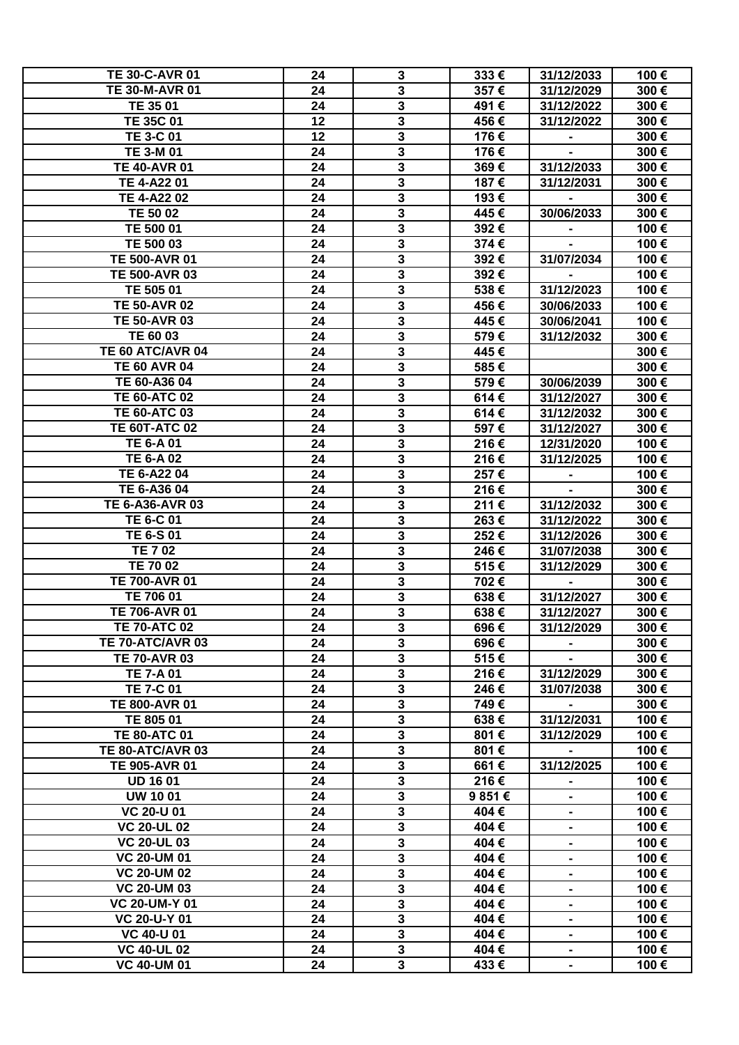| TE 30-C-AVR 01 | 24 | 3 | 333 € | 31/12/2033 | 100 € |
|---|---|---|---|---|---|
| TE 30-M-AVR 01 | 24 | 3 | 357 € | 31/12/2029 | 300 € |
| TE 35 01 | 24 | 3 | 491 € | 31/12/2022 | 300 € |
| TE 35C 01 | 12 | 3 | 456 € | 31/12/2022 | 300 € |
| TE 3-C 01 | 12 | 3 | 176 € | - | 300 € |
| TE 3-M 01 | 24 | 3 | 176 € | - | 300 € |
| TE 40-AVR 01 | 24 | 3 | 369 € | 31/12/2033 | 300 € |
| TE 4-A22 01 | 24 | 3 | 187 € | 31/12/2031 | 300 € |
| TE 4-A22 02 | 24 | 3 | 193 € | - | 300 € |
| TE 50 02 | 24 | 3 | 445 € | 30/06/2033 | 300 € |
| TE 500 01 | 24 | 3 | 392 € | - | 100 € |
| TE 500 03 | 24 | 3 | 374 € | - | 100 € |
| TE 500-AVR 01 | 24 | 3 | 392 € | 31/07/2034 | 100 € |
| TE 500-AVR 03 | 24 | 3 | 392 € | - | 100 € |
| TE 505 01 | 24 | 3 | 538 € | 31/12/2023 | 100 € |
| TE 50-AVR 02 | 24 | 3 | 456 € | 30/06/2033 | 100 € |
| TE 50-AVR 03 | 24 | 3 | 445 € | 30/06/2041 | 100 € |
| TE 60 03 | 24 | 3 | 579 € | 31/12/2032 | 300 € |
| TE 60 ATC/AVR 04 | 24 | 3 | 445 € | | 300 € |
| TE 60 AVR 04 | 24 | 3 | 585 € | | 300 € |
| TE 60-A36 04 | 24 | 3 | 579 € | 30/06/2039 | 300 € |
| TE 60-ATC 02 | 24 | 3 | 614 € | 31/12/2027 | 300 € |
| TE 60-ATC 03 | 24 | 3 | 614 € | 31/12/2032 | 300 € |
| TE 60T-ATC 02 | 24 | 3 | 597 € | 31/12/2027 | 300 € |
| TE 6-A 01 | 24 | 3 | 216 € | 12/31/2020 | 100 € |
| TE 6-A 02 | 24 | 3 | 216 € | 31/12/2025 | 100 € |
| TE 6-A22 04 | 24 | 3 | 257 € | - | 100 € |
| TE 6-A36 04 | 24 | 3 | 216 € | - | 300 € |
| TE 6-A36-AVR 03 | 24 | 3 | 211 € | 31/12/2032 | 300 € |
| TE 6-C 01 | 24 | 3 | 263 € | 31/12/2022 | 300 € |
| TE 6-S 01 | 24 | 3 | 252 € | 31/12/2026 | 300 € |
| TE 7 02 | 24 | 3 | 246 € | 31/07/2038 | 300 € |
| TE 70 02 | 24 | 3 | 515 € | 31/12/2029 | 300 € |
| TE 700-AVR 01 | 24 | 3 | 702 € | - | 300 € |
| TE 706 01 | 24 | 3 | 638 € | 31/12/2027 | 300 € |
| TE 706-AVR 01 | 24 | 3 | 638 € | 31/12/2027 | 300 € |
| TE 70-ATC 02 | 24 | 3 | 696 € | 31/12/2029 | 300 € |
| TE 70-ATC/AVR 03 | 24 | 3 | 696 € | - | 300 € |
| TE 70-AVR 03 | 24 | 3 | 515 € | - | 300 € |
| TE 7-A 01 | 24 | 3 | 216 € | 31/12/2029 | 300 € |
| TE 7-C 01 | 24 | 3 | 246 € | 31/07/2038 | 300 € |
| TE 800-AVR 01 | 24 | 3 | 749 € | - | 300 € |
| TE 805 01 | 24 | 3 | 638 € | 31/12/2031 | 100 € |
| TE 80-ATC 01 | 24 | 3 | 801 € | 31/12/2029 | 100 € |
| TE 80-ATC/AVR 03 | 24 | 3 | 801 € | - | 100 € |
| TE 905-AVR 01 | 24 | 3 | 661 € | 31/12/2025 | 100 € |
| UD 16 01 | 24 | 3 | 216 € | - | 100 € |
| UW 10 01 | 24 | 3 | 9 851 € | - | 100 € |
| VC 20-U 01 | 24 | 3 | 404 € | - | 100 € |
| VC 20-UL 02 | 24 | 3 | 404 € | - | 100 € |
| VC 20-UL 03 | 24 | 3 | 404 € | - | 100 € |
| VC 20-UM 01 | 24 | 3 | 404 € | - | 100 € |
| VC 20-UM 02 | 24 | 3 | 404 € | - | 100 € |
| VC 20-UM 03 | 24 | 3 | 404 € | - | 100 € |
| VC 20-UM-Y 01 | 24 | 3 | 404 € | - | 100 € |
| VC 20-U-Y 01 | 24 | 3 | 404 € | - | 100 € |
| VC 40-U 01 | 24 | 3 | 404 € | - | 100 € |
| VC 40-UL 02 | 24 | 3 | 404 € | - | 100 € |
| VC 40-UM 01 | 24 | 3 | 433 € | - | 100 € |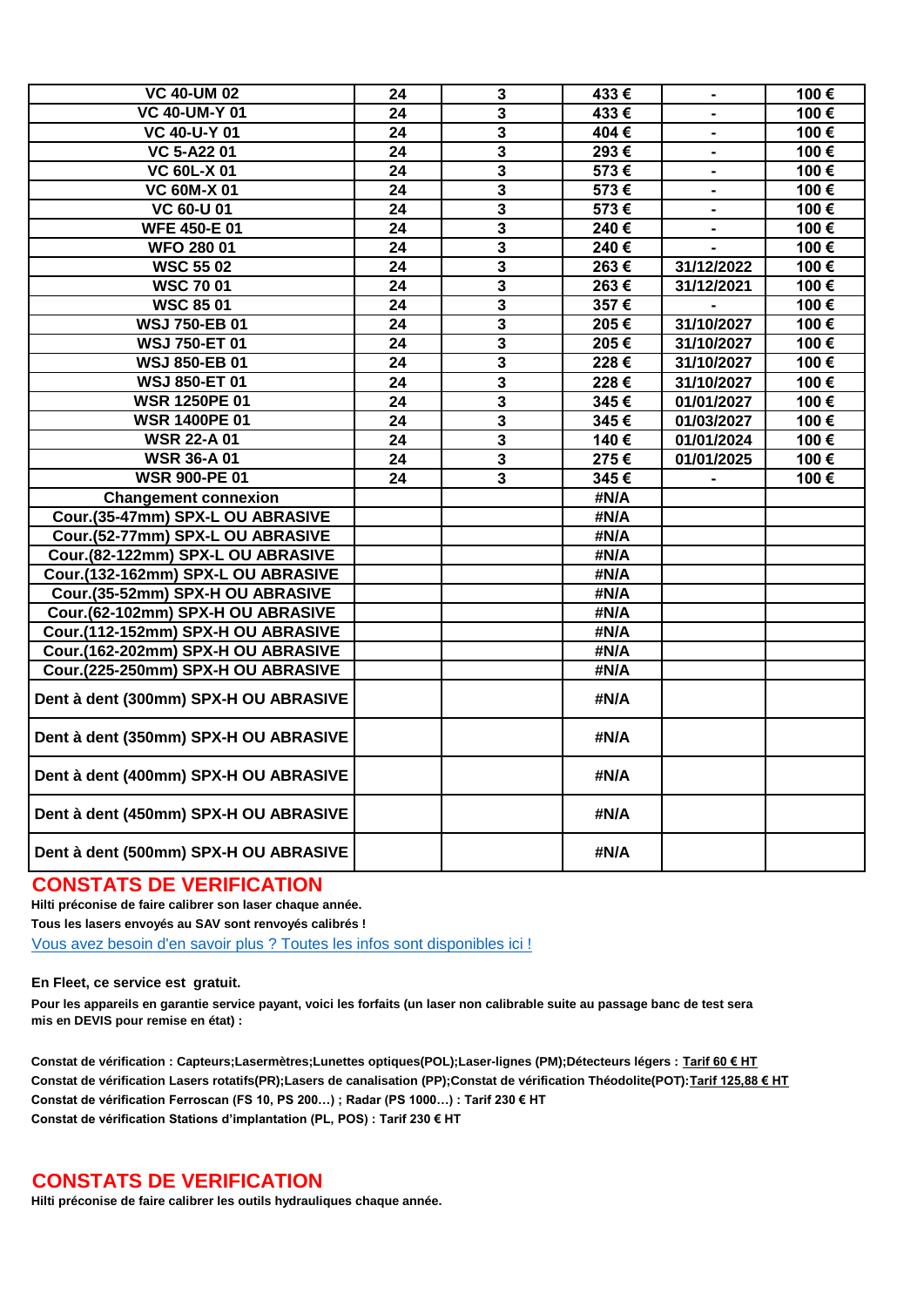| VC 40-UM 02 | 24 | 3 | 433 € | - | 100 € |
|---|---|---|---|---|---|
| VC 40-UM-Y 01 | 24 | 3 | 433 € | - | 100 € |
| VC 40-U-Y 01 | 24 | 3 | 404 € | - | 100 € |
| VC 5-A22 01 | 24 | 3 | 293 € | - | 100 € |
| VC 60L-X 01 | 24 | 3 | 573 € | - | 100 € |
| VC 60M-X 01 | 24 | 3 | 573 € | - | 100 € |
| VC 60-U 01 | 24 | 3 | 573 € | - | 100 € |
| WFE 450-E 01 | 24 | 3 | 240 € | - | 100 € |
| WFO 280 01 | 24 | 3 | 240 € | - | 100 € |
| WSC 55 02 | 24 | 3 | 263 € | 31/12/2022 | 100 € |
| WSC 70 01 | 24 | 3 | 263 € | 31/12/2021 | 100 € |
| WSC 85 01 | 24 | 3 | 357 € | - | 100 € |
| WSJ 750-EB 01 | 24 | 3 | 205 € | 31/10/2027 | 100 € |
| WSJ 750-ET 01 | 24 | 3 | 205 € | 31/10/2027 | 100 € |
| WSJ 850-EB 01 | 24 | 3 | 228 € | 31/10/2027 | 100 € |
| WSJ 850-ET 01 | 24 | 3 | 228 € | 31/10/2027 | 100 € |
| WSR 1250PE 01 | 24 | 3 | 345 € | 01/01/2027 | 100 € |
| WSR 1400PE 01 | 24 | 3 | 345 € | 01/03/2027 | 100 € |
| WSR 22-A 01 | 24 | 3 | 140 € | 01/01/2024 | 100 € |
| WSR 36-A 01 | 24 | 3 | 275 € | 01/01/2025 | 100 € |
| WSR 900-PE 01 | 24 | 3 | 345 € | - | 100 € |
| Changement connexion | | | #N/A | | |
| Cour.(35-47mm) SPX-L OU ABRASIVE | | | #N/A | | |
| Cour.(52-77mm) SPX-L OU ABRASIVE | | | #N/A | | |
| Cour.(82-122mm) SPX-L OU ABRASIVE | | | #N/A | | |
| Cour.(132-162mm) SPX-L OU ABRASIVE | | | #N/A | | |
| Cour.(35-52mm) SPX-H OU ABRASIVE | | | #N/A | | |
| Cour.(62-102mm) SPX-H OU ABRASIVE | | | #N/A | | |
| Cour.(112-152mm) SPX-H OU ABRASIVE | | | #N/A | | |
| Cour.(162-202mm) SPX-H OU ABRASIVE | | | #N/A | | |
| Cour.(225-250mm) SPX-H OU ABRASIVE | | | #N/A | | |
| Dent à dent (300mm) SPX-H OU ABRASIVE | | | #N/A | | |
| Dent à dent (350mm) SPX-H OU ABRASIVE | | | #N/A | | |
| Dent à dent (400mm) SPX-H OU ABRASIVE | | | #N/A | | |
| Dent à dent (450mm) SPX-H OU ABRASIVE | | | #N/A | | |
| Dent à dent (500mm) SPX-H OU ABRASIVE | | | #N/A | | |

## CONSTATS DE VERIFICATION

**Hilti préconise de faire calibrer son laser chaque année.**

**Tous les lasers envoyés au SAV sont renvoyés calibrés !**

Vous avez besoin d'en savoir plus ? Toutes les infos sont disponibles ici !

**En Fleet, ce service est gratuit.**

**Pour les appareils en garantie service payant, voici les forfaits (un laser non calibrable suite au passage banc de test sera mis en DEVIS pour remise en état) :**

**Constat de vérification : Capteurs;Lasermètres;Lunettes optiques(POL);Laser-lignes (PM);Détecteurs légers : Tarif 60 € HT**

**Constat de vérification Lasers rotatifs(PR);Lasers de canalisation (PP);Constat de vérification Théodolite(POT): Tarif 125,88 € HT**

**Constat de vérification Ferroscan (FS 10, PS 200…) ; Radar (PS 1000…) : Tarif 230 € HT**

**Constat de vérification Stations d'implantation (PL, POS) : Tarif 230 € HT**

## CONSTATS DE VERIFICATION

**Hilti préconise de faire calibrer les outils hydrauliques chaque année.**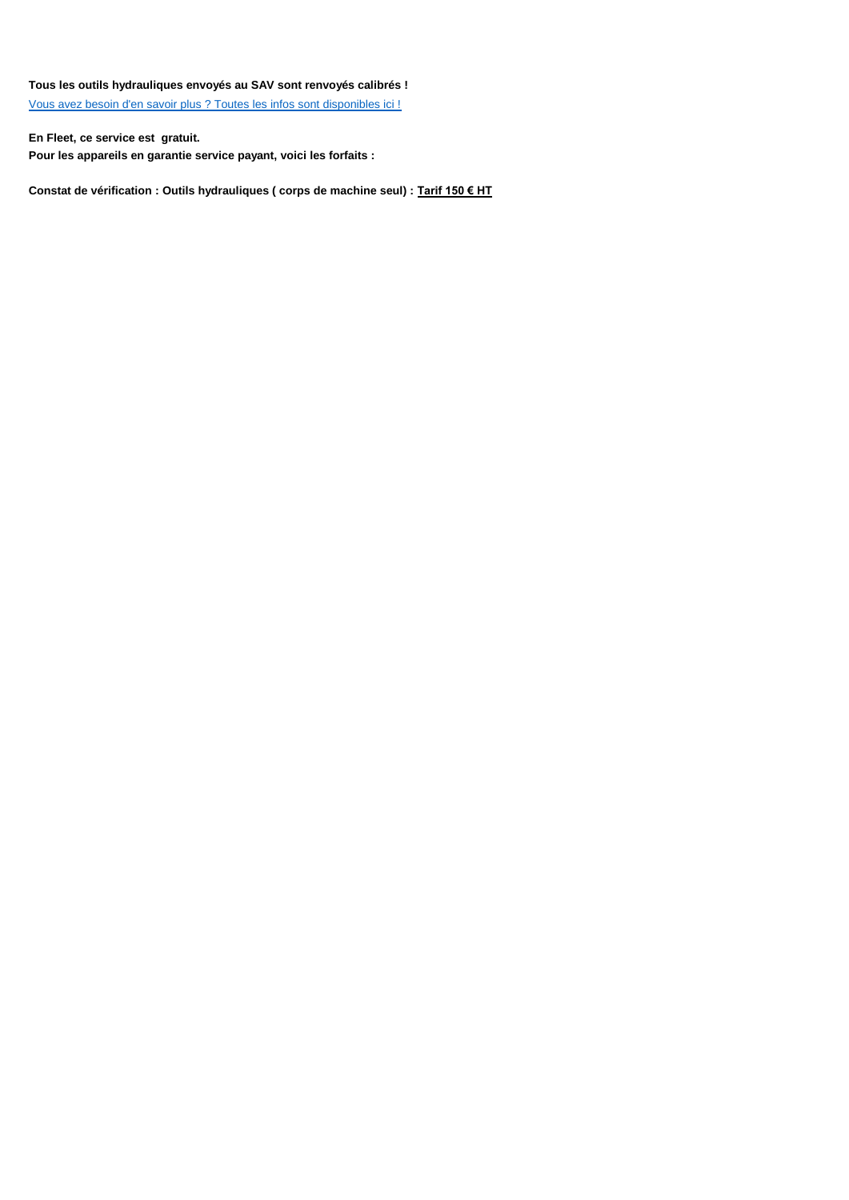**Tous les outils hydrauliques envoyés au SAV sont renvoyés calibrés !**

Vous avez besoin d'en savoir plus ? Toutes les infos sont disponibles ici !

**En Fleet, ce service est gratuit.**

**Pour les appareils en garantie service payant, voici les forfaits :**

**Constat de vérification : Outils hydrauliques ( corps de machine seul) : Tarif 150 € HT**